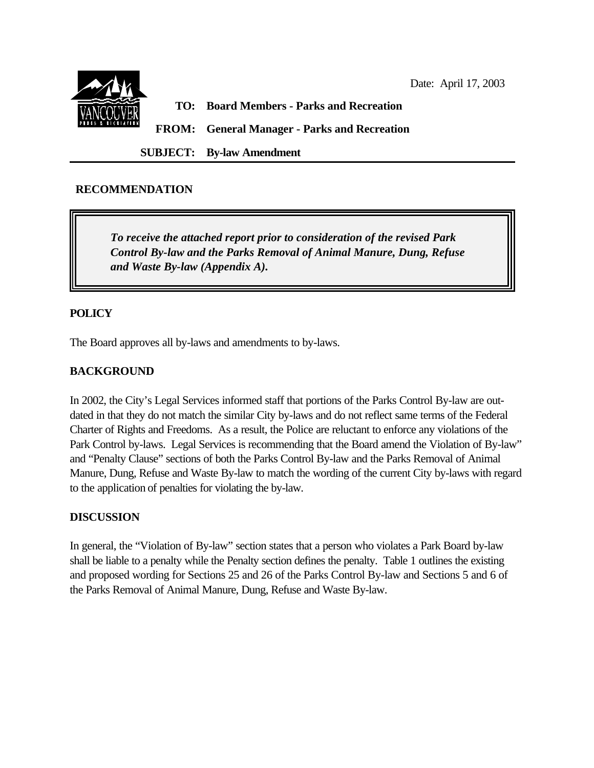Date: April 17, 2003

**TO:** **Board Members - Parks and Recreation**

**FROM:** **General Manager - Parks and Recreation**

**SUBJECT:** **By-law Amendment**

## RECOMMENDATION

> ***To receive the attached report prior to consideration of the revised Park Control By-law and the Parks Removal of Animal Manure, Dung, Refuse and Waste By-law (Appendix A).***

## POLICY

The Board approves all by-laws and amendments to by-laws.

## BACKGROUND

In 2002, the City's Legal Services informed staff that portions of the Parks Control By-law are out-dated in that they do not match the similar City by-laws and do not reflect same terms of the Federal Charter of Rights and Freedoms. As a result, the Police are reluctant to enforce any violations of the Park Control by-laws. Legal Services is recommending that the Board amend the Violation of By-law" and "Penalty Clause" sections of both the Parks Control By-law and the Parks Removal of Animal Manure, Dung, Refuse and Waste By-law to match the wording of the current City by-laws with regard to the application of penalties for violating the by-law.

## DISCUSSION

In general, the "Violation of By-law" section states that a person who violates a Park Board by-law shall be liable to a penalty while the Penalty section defines the penalty. Table 1 outlines the existing and proposed wording for Sections 25 and 26 of the Parks Control By-law and Sections 5 and 6 of the Parks Removal of Animal Manure, Dung, Refuse and Waste By-law.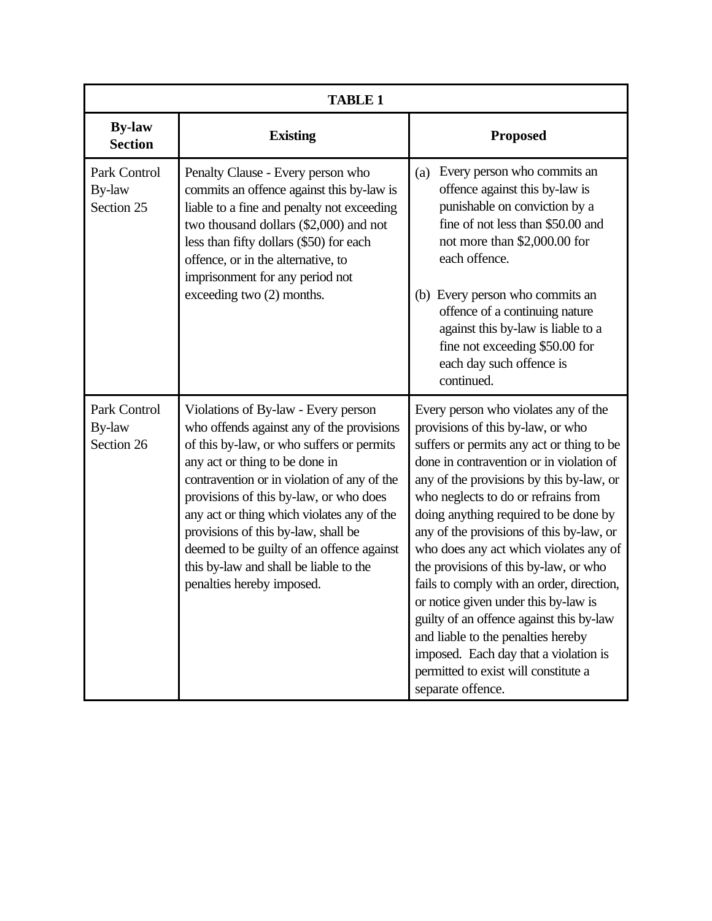| TABLE 1 | | |
|---|---|---|
| **By-law Section** | **Existing** | **Proposed** |
| Park Control By-law Section 25 | Penalty Clause - Every person who commits an offence against this by-law is liable to a fine and penalty not exceeding two thousand dollars ($2,000) and not less than fifty dollars ($50) for each offence, or in the alternative, to imprisonment for any period not exceeding two (2) months. | (a) Every person who commits an offence against this by-law is punishable on conviction by a fine of not less than $50.00 and not more than $2,000.00 for each offence.<br><br>(b) Every person who commits an offence of a continuing nature against this by-law is liable to a fine not exceeding $50.00 for each day such offence is continued. |
| Park Control By-law Section 26 | Violations of By-law - Every person who offends against any of the provisions of this by-law, or who suffers or permits any act or thing to be done in contravention or in violation of any of the provisions of this by-law, or who does any act or thing which violates any of the provisions of this by-law, shall be deemed to be guilty of an offence against this by-law and shall be liable to the penalties hereby imposed. | Every person who violates any of the provisions of this by-law, or who suffers or permits any act or thing to be done in contravention or in violation of any of the provisions by this by-law, or who neglects to do or refrains from doing anything required to be done by any of the provisions of this by-law, or who does any act which violates any of the provisions of this by-law, or who fails to comply with an order, direction, or notice given under this by-law is guilty of an offence against this by-law and liable to the penalties hereby imposed. Each day that a violation is permitted to exist will constitute a separate offence. |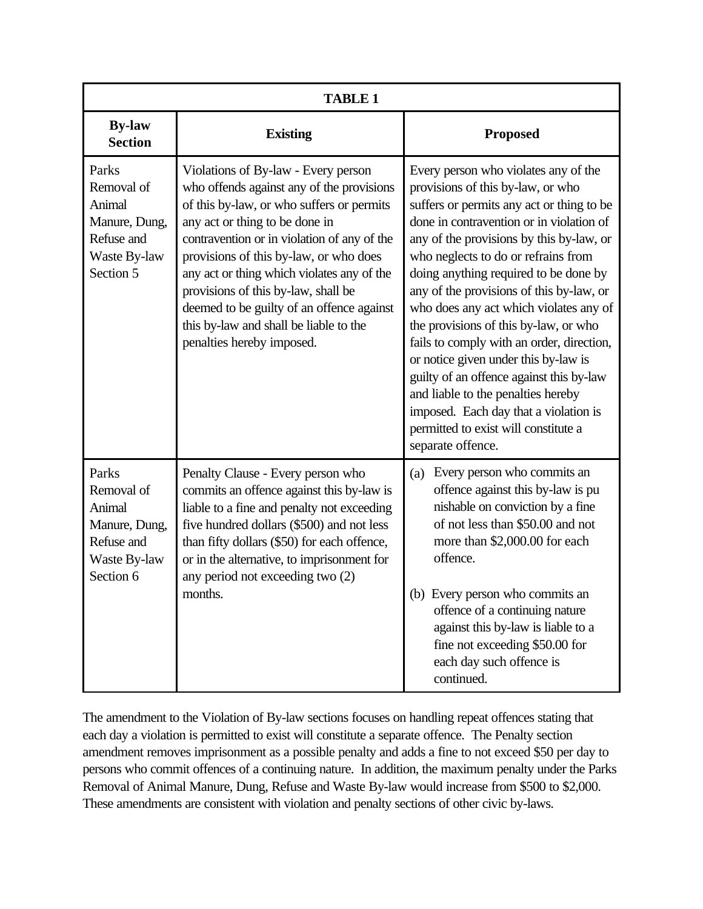| TABLE 1 | | |
|---|---|---|
| **By-law Section** | **Existing** | **Proposed** |
| Parks Removal of Animal Manure, Dung, Refuse and Waste By-law Section 5 | Violations of By-law - Every person who offends against any of the provisions of this by-law, or who suffers or permits any act or thing to be done in contravention or in violation of any of the provisions of this by-law, or who does any act or thing which violates any of the provisions of this by-law, shall be deemed to be guilty of an offence against this by-law and shall be liable to the penalties hereby imposed. | Every person who violates any of the provisions of this by-law, or who suffers or permits any act or thing to be done in contravention or in violation of any of the provisions by this by-law, or who neglects to do or refrains from doing anything required to be done by any of the provisions of this by-law, or who does any act which violates any of the provisions of this by-law, or who fails to comply with an order, direction, or notice given under this by-law is guilty of an offence against this by-law and liable to the penalties hereby imposed. Each day that a violation is permitted to exist will constitute a separate offence. |
| Parks Removal of Animal Manure, Dung, Refuse and Waste By-law Section 6 | Penalty Clause - Every person who commits an offence against this by-law is liable to a fine and penalty not exceeding five hundred dollars ($500) and not less than fifty dollars ($50) for each offence, or in the alternative, to imprisonment for any period not exceeding two (2) months. | (a) Every person who commits an offence against this by-law is punishable on conviction by a fine of not less than $50.00 and not more than $2,000.00 for each offence.<br><br>(b) Every person who commits an offence of a continuing nature against this by-law is liable to a fine not exceeding $50.00 for each day such offence is continued. |

The amendment to the Violation of By-law sections focuses on handling repeat offences stating that each day a violation is permitted to exist will constitute a separate offence. The Penalty section amendment removes imprisonment as a possible penalty and adds a fine to not exceed $50 per day to persons who commit offences of a continuing nature. In addition, the maximum penalty under the Parks Removal of Animal Manure, Dung, Refuse and Waste By-law would increase from $500 to $2,000. These amendments are consistent with violation and penalty sections of other civic by-laws.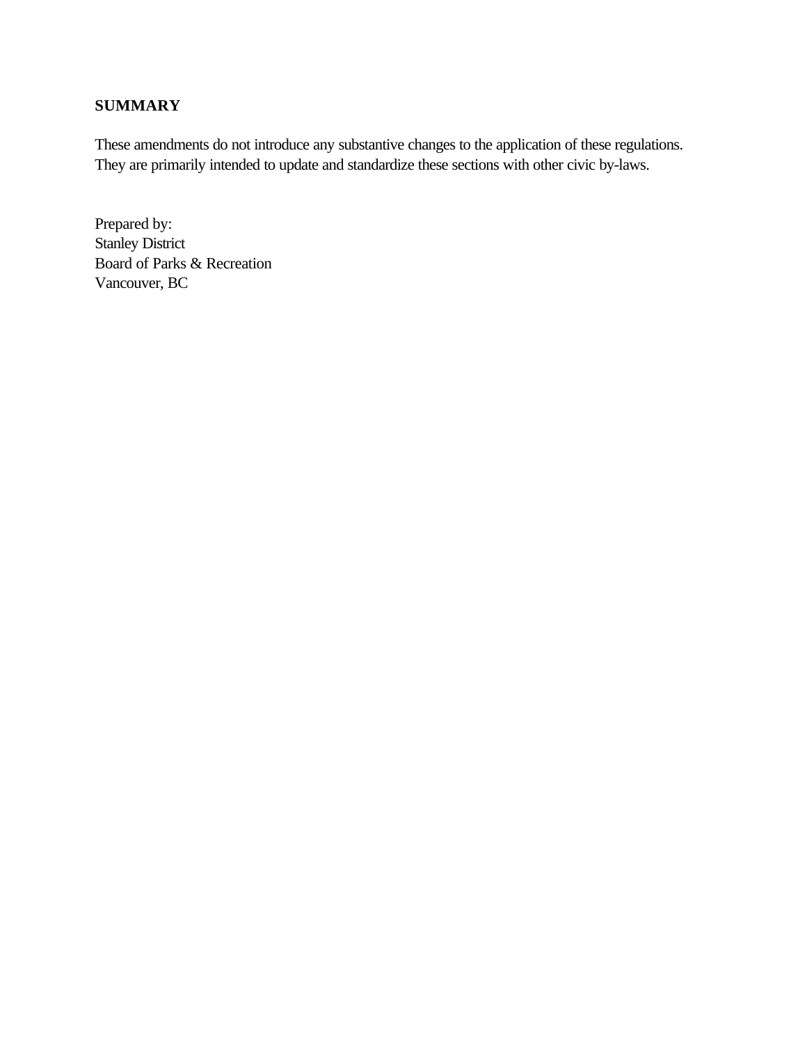**SUMMARY**

These amendments do not introduce any substantive changes to the application of these regulations. They are primarily intended to update and standardize these sections with other civic by-laws.

Prepared by:
Stanley District
Board of Parks & Recreation
Vancouver, BC